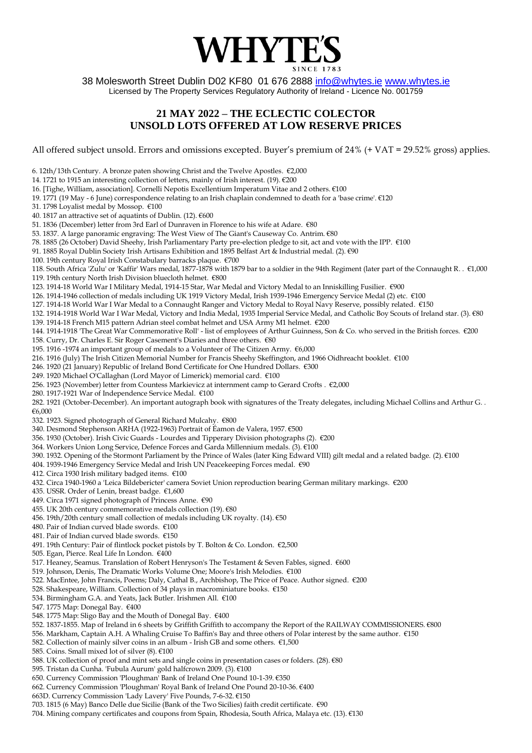# WHYTE'S

SINCE 1783

38 Molesworth Street Dublin D02 KF80 01 676 2888 info@whytes.ie www.whytes.ie
Licensed by The Property Services Regulatory Authority of Ireland - Licence No. 001759

## 21 MAY 2022 – THE ECLECTIC COLECTOR
## UNSOLD LOTS OFFERED AT LOW RESERVE PRICES

All offered subject unsold. Errors and omissions excepted. Buyer's premium of 24% (+ VAT = 29.52% gross) applies.

6. 12th/13th Century. A bronze paten showing Christ and the Twelve Apostles. €2,000
14. 1721 to 1915 an interesting collection of letters, mainly of Irish interest. (19). €200
16. [Tighe, William, association]. Cornelli Nepotis Excellentium Imperatum Vitae and 2 others. €100
19. 1771 (19 May - 6 June) correspondence relating to an Irish chaplain condemned to death for a 'base crime'. €120
31. 1798 Loyalist medal by Mossop. €100
40. 1817 an attractive set of aquatints of Dublin. (12). €600
51. 1836 (December) letter from 3rd Earl of Dunraven in Florence to his wife at Adare. €80
53. 1837. A large panoramic engraving: The West View of The Giant's Causeway Co. Antrim. €80
78. 1885 (26 October) David Sheehy, Irish Parliamentary Party pre-election pledge to sit, act and vote with the IPP. €100
91. 1885 Royal Dublin Society Irish Artisans Exhibition and 1895 Belfast Art & Industrial medal. (2). €90
100. 19th century Royal Irish Constabulary barracks plaque. €700
118. South Africa 'Zulu' or 'Kaffir' Wars medal, 1877-1878 with 1879 bar to a soldier in the 94th Regiment (later part of the Connaught R. . €1,000
119. 19th century North Irish Division bluecloth helmet. €800
123. 1914-18 World War I Military Medal, 1914-15 Star, War Medal and Victory Medal to an Inniskilling Fusilier. €900
126. 1914-1946 collection of medals including UK 1919 Victory Medal, Irish 1939-1946 Emergency Service Medal (2) etc. €100
127. 1914-18 World War I War Medal to a Connaught Ranger and Victory Medal to Royal Navy Reserve, possibly related. €150
132. 1914-1918 World War I War Medal, Victory and India Medal, 1935 Imperial Service Medal, and Catholic Boy Scouts of Ireland star. (3). €80
139. 1914-18 French M15 pattern Adrian steel combat helmet and USA Army M1 helmet. €200
144. 1914-1918 'The Great War Commemorative Roll' - list of employees of Arthur Guinness, Son & Co. who served in the British forces. €200
158. Curry, Dr. Charles E. Sir Roger Casement's Diaries and three others. €80
195. 1916 -1974 an important group of medals to a Volunteer of The Citizen Army. €6,000
216. 1916 (July) The Irish Citizen Memorial Number for Francis Sheehy Skeffington, and 1966 Oidhreacht booklet. €100
246. 1920 (21 January) Republic of Ireland Bond Certificate for One Hundred Dollars. €300
249. 1920 Michael O'Callaghan (Lord Mayor of Limerick) memorial card. €100
256. 1923 (November) letter from Countess Markievicz at internment camp to Gerard Crofts . €2,000
280. 1917-1921 War of Independence Service Medal. €100
282. 1921 (October-December). An important autograph book with signatures of the Treaty delegates, including Michael Collins and Arthur G. . €6,000
332. 1923. Signed photograph of General Richard Mulcahy. €800
340. Desmond Stephenson ARHA (1922-1963) Portrait of Éamon de Valera, 1957. €500
356. 1930 (October). Irish Civic Guards - Lourdes and Tipperary Division photographs (2). €200
364. Workers Union Long Service, Defence Forces and Garda Millennium medals. (3). €100
390. 1932. Opening of the Stormont Parliament by the Prince of Wales (later King Edward VIII) gilt medal and a related badge. (2). €100
404. 1939-1946 Emergency Service Medal and Irish UN Peacekeeping Forces medal. €90
412. Circa 1930 Irish military badged items. €100
432. Circa 1940-1960 a 'Leica Bildebericter' camera Soviet Union reproduction bearing German military markings. €200
435. USSR. Order of Lenin, breast badge. €1,600
449. Circa 1971 signed photograph of Princess Anne. €90
455. UK 20th century commemorative medals collection (19). €80
456. 19th/20th century small collection of medals including UK royalty. (14). €50
480. Pair of Indian curved blade swords. €100
481. Pair of Indian curved blade swords. €150
491. 19th Century: Pair of flintlock pocket pistols by T. Bolton & Co. London. €2,500
505. Egan, Pierce. Real Life In London. €400
517. Heaney, Seamus. Translation of Robert Henryson's The Testament & Seven Fables, signed. €600
519. Johnson, Denis, The Dramatic Works Volume One; Moore's Irish Melodies. €100
522. MacEntee, John Francis, Poems; Daly, Cathal B., Archbishop, The Price of Peace. Author signed. €200
528. Shakespeare, William. Collection of 34 plays in macrominiature books. €150
534. Birmingham G.A. and Yeats, Jack Butler. Irishmen All. €100
547. 1775 Map: Donegal Bay. €400
548. 1775 Map: Sligo Bay and the Mouth of Donegal Bay. €400
552. 1837-1855. Map of Ireland in 6 sheets by Griffith Griffith to accompany the Report of the RAILWAY COMMISSIONERS. €800
556. Markham, Captain A.H. A Whaling Cruise To Baffin's Bay and three others of Polar interest by the same author. €150
582. Collection of mainly silver coins in an album - Irish GB and some others. €1,500
585. Coins. Small mixed lot of silver (8). €100
588. UK collection of proof and mint sets and single coins in presentation cases or folders. (28). €80
595. Tristan da Cunha. 'Fubula Aurum' gold halfcrown 2009. (3). €100
650. Currency Commission 'Ploughman' Bank of Ireland One Pound 10-1-39. €350
662. Currency Commission 'Ploughman' Royal Bank of Ireland One Pound 20-10-36. €400
663D. Currency Commission 'Lady Lavery' Five Pounds, 7-6-32. €150
703. 1815 (6 May) Banco Delle due Sicilie (Bank of the Two Sicilies) faith credit certificate. €90
704. Mining company certificates and coupons from Spain, Rhodesia, South Africa, Malaya etc. (13). €130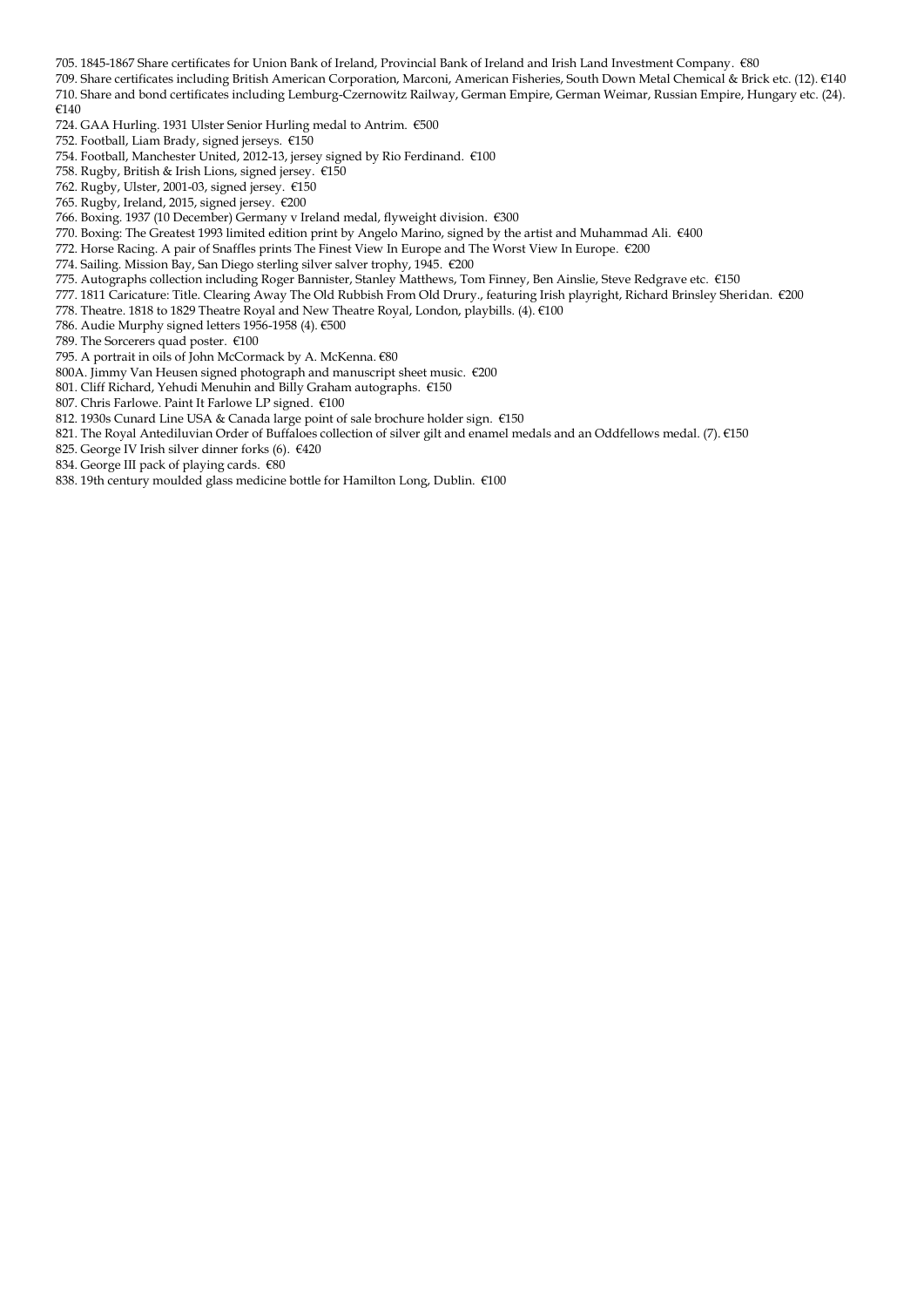705. 1845-1867 Share certificates for Union Bank of Ireland, Provincial Bank of Ireland and Irish Land Investment Company. €80

709. Share certificates including British American Corporation, Marconi, American Fisheries, South Down Metal Chemical & Brick etc. (12). €140

710. Share and bond certificates including Lemburg-Czernowitz Railway, German Empire, German Weimar, Russian Empire, Hungary etc. (24). €140

724. GAA Hurling. 1931 Ulster Senior Hurling medal to Antrim. €500

752. Football, Liam Brady, signed jerseys. €150

754. Football, Manchester United, 2012-13, jersey signed by Rio Ferdinand. €100

758. Rugby, British & Irish Lions, signed jersey. €150

762. Rugby, Ulster, 2001-03, signed jersey. €150

765. Rugby, Ireland, 2015, signed jersey. €200

766. Boxing. 1937 (10 December) Germany v Ireland medal, flyweight division. €300

770. Boxing: The Greatest 1993 limited edition print by Angelo Marino, signed by the artist and Muhammad Ali. €400

772. Horse Racing. A pair of Snaffles prints The Finest View In Europe and The Worst View In Europe. €200

774. Sailing. Mission Bay, San Diego sterling silver salver trophy, 1945. €200

775. Autographs collection including Roger Bannister, Stanley Matthews, Tom Finney, Ben Ainslie, Steve Redgrave etc. €150

777. 1811 Caricature: Title. Clearing Away The Old Rubbish From Old Drury., featuring Irish playright, Richard Brinsley Sheridan. €200

778. Theatre. 1818 to 1829 Theatre Royal and New Theatre Royal, London, playbills. (4). €100

786. Audie Murphy signed letters 1956-1958 (4). €500

789. The Sorcerers quad poster. €100

795. A portrait in oils of John McCormack by A. McKenna. €80

800A. Jimmy Van Heusen signed photograph and manuscript sheet music. €200

801. Cliff Richard, Yehudi Menuhin and Billy Graham autographs. €150

807. Chris Farlowe. Paint It Farlowe LP signed. €100

812. 1930s Cunard Line USA & Canada large point of sale brochure holder sign. €150

821. The Royal Antediluvian Order of Buffaloes collection of silver gilt and enamel medals and an Oddfellows medal. (7). €150

825. George IV Irish silver dinner forks (6). €420

834. George III pack of playing cards. €80

838. 19th century moulded glass medicine bottle for Hamilton Long, Dublin. €100